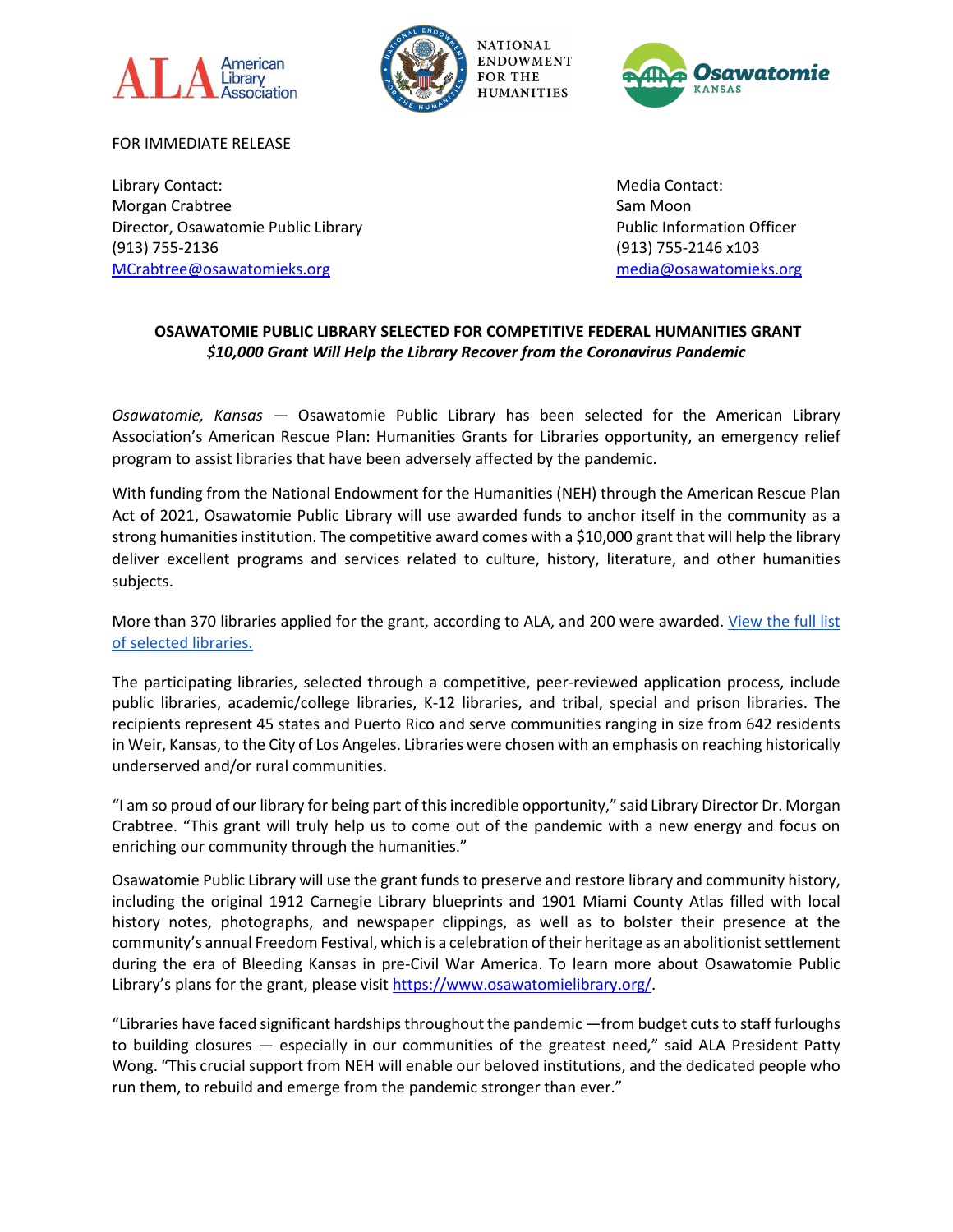FOR IMMEDIATE RELEASE

Library Contact:
Morgan Crabtree
Director, Osawatomie Public Library
(913) 755-2136
[MCrabtree@osawatomieks.org](mailto:MCrabtree@osawatomieks.org)

Media Contact:
Sam Moon
Public Information Officer
(913) 755-2146 x103
[media@osawatomieks.org](mailto:media@osawatomieks.org)

**OSAWATOMIE PUBLIC LIBRARY SELECTED FOR COMPETITIVE FEDERAL HUMANITIES GRANT**

***$10,000 Grant Will Help the Library Recover from the Coronavirus Pandemic***

*Osawatomie, Kansas* — Osawatomie Public Library has been selected for the American Library Association's American Rescue Plan: Humanities Grants for Libraries opportunity, an emergency relief program to assist libraries that have been adversely affected by the pandemic.

With funding from the National Endowment for the Humanities (NEH) through the American Rescue Plan Act of 2021, Osawatomie Public Library will use awarded funds to anchor itself in the community as a strong humanities institution. The competitive award comes with a $10,000 grant that will help the library deliver excellent programs and services related to culture, history, literature, and other humanities subjects.

More than 370 libraries applied for the grant, according to ALA, and 200 were awarded. View the full list of selected libraries.

The participating libraries, selected through a competitive, peer-reviewed application process, include public libraries, academic/college libraries, K-12 libraries, and tribal, special and prison libraries. The recipients represent 45 states and Puerto Rico and serve communities ranging in size from 642 residents in Weir, Kansas, to the City of Los Angeles. Libraries were chosen with an emphasis on reaching historically underserved and/or rural communities.

"I am so proud of our library for being part of this incredible opportunity," said Library Director Dr. Morgan Crabtree. "This grant will truly help us to come out of the pandemic with a new energy and focus on enriching our community through the humanities."

Osawatomie Public Library will use the grant funds to preserve and restore library and community history, including the original 1912 Carnegie Library blueprints and 1901 Miami County Atlas filled with local history notes, photographs, and newspaper clippings, as well as to bolster their presence at the community's annual Freedom Festival, which is a celebration of their heritage as an abolitionist settlement during the era of Bleeding Kansas in pre-Civil War America. To learn more about Osawatomie Public Library's plans for the grant, please visit https://www.osawatomielibrary.org/.

"Libraries have faced significant hardships throughout the pandemic —from budget cuts to staff furloughs to building closures — especially in our communities of the greatest need," said ALA President Patty Wong. "This crucial support from NEH will enable our beloved institutions, and the dedicated people who run them, to rebuild and emerge from the pandemic stronger than ever."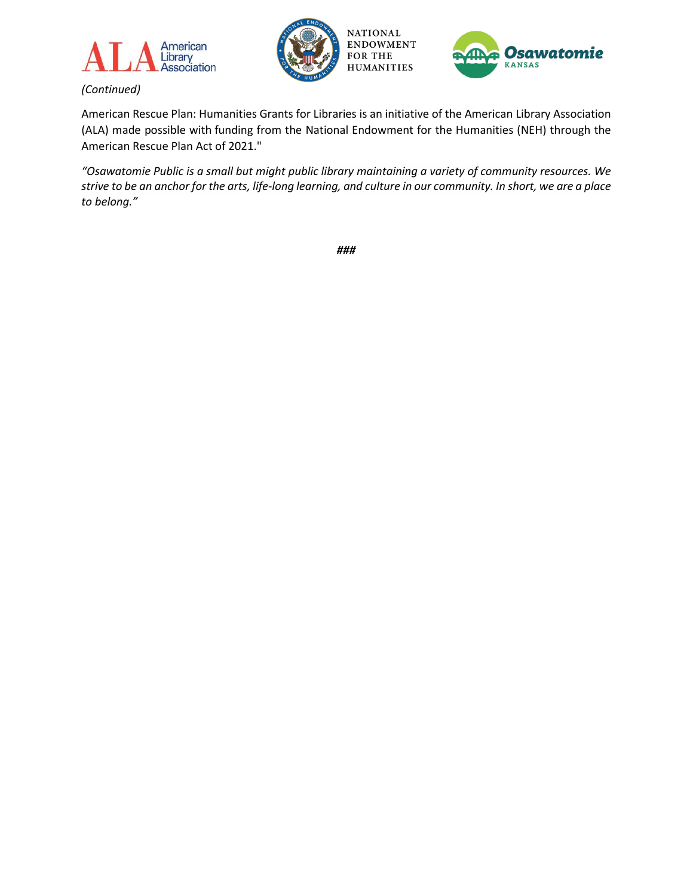*(Continued)*

American Rescue Plan: Humanities Grants for Libraries is an initiative of the American Library Association (ALA) made possible with funding from the National Endowment for the Humanities (NEH) through the American Rescue Plan Act of 2021."

*"Osawatomie Public is a small but might public library maintaining a variety of community resources. We strive to be an anchor for the arts, life-long learning, and culture in our community. In short, we are a place to belong."*

***###***